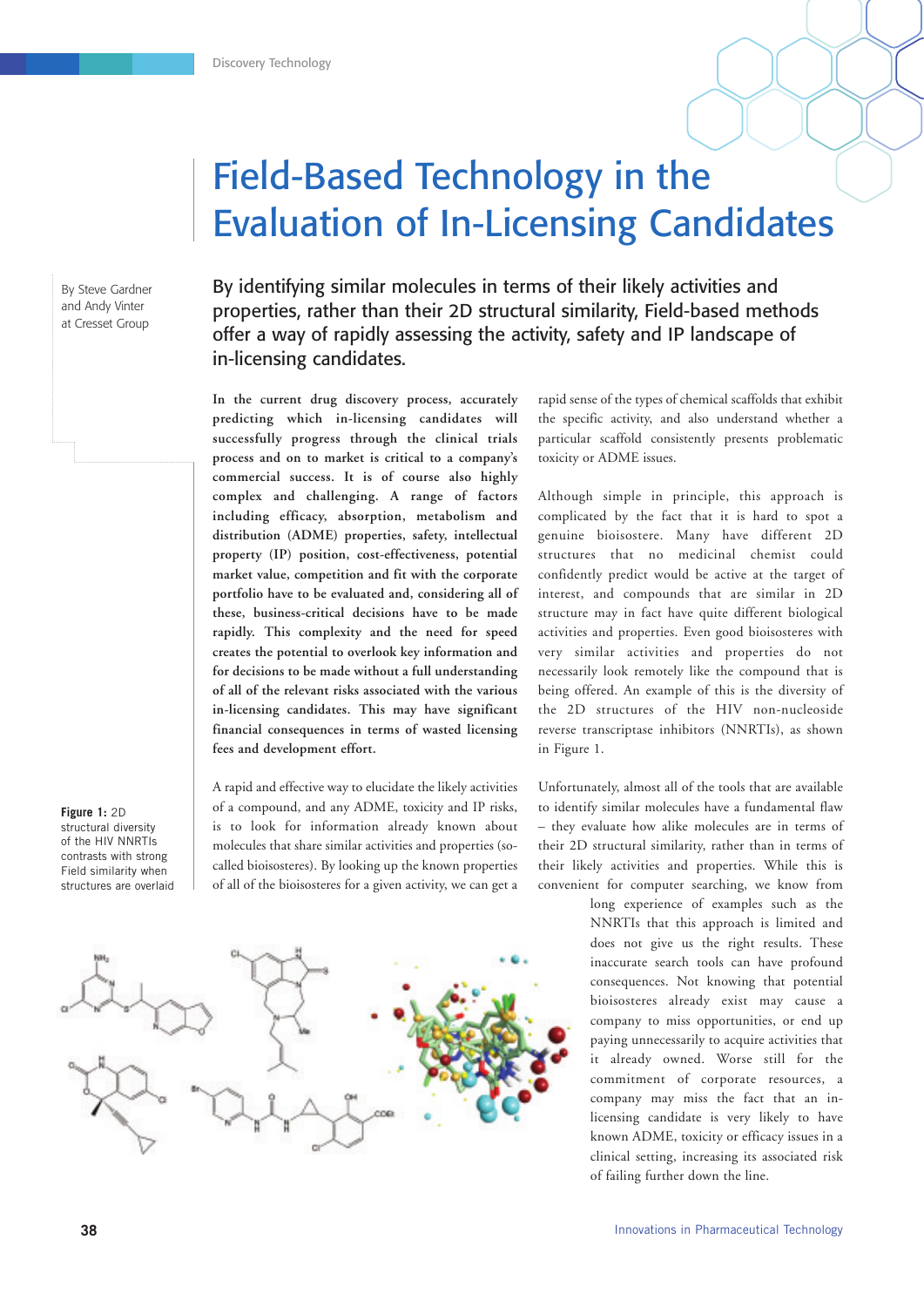# Field-Based Technology in the Evaluation of In-Licensing Candidates

By Steve Gardner and Andy Vinter at Cresset Group

By identifying similar molecules in terms of their likely activities and properties, rather than their 2D structural similarity, Field-based methods offer a way of rapidly assessing the activity, safety and IP landscape of in-licensing candidates.

**In the current drug discovery process, accurately predicting which in-licensing candidates will successfully progress through the clinical trials process and on to market is critical to a company's commercial success. It is of course also highly complex and challenging. A range of factors including efficacy, absorption, metabolism and distribution (ADME) properties, safety, intellectual property (IP) position, cost-effectiveness, potential market value, competition and fit with the corporate portfolio have to be evaluated and, considering all of these, business-critical decisions have to be made rapidly. This complexity and the need for speed creates the potential to overlook key information and for decisions to be made without a full understanding of all of the relevant risks associated with the various in-licensing candidates. This may have significant financial consequences in terms of wasted licensing fees and development effort.**

A rapid and effective way to elucidate the likely activities of a compound, and any ADME, toxicity and IP risks, is to look for information already known about molecules that share similar activities and properties (so-called bioisosteres). By looking up the known properties of all of the bioisosteres for a given activity, we can get a rapid sense of the types of chemical scaffolds that exhibit the specific activity, and also understand whether a particular scaffold consistently presents problematic toxicity or ADME issues.

Although simple in principle, this approach is complicated by the fact that it is hard to spot a genuine bioisostere. Many have different 2D structures that no medicinal chemist could confidently predict would be active at the target of interest, and compounds that are similar in 2D structure may in fact have quite different biological activities and properties. Even good bioisosteres with very similar activities and properties do not necessarily look remotely like the compound that is being offered. An example of this is the diversity of the 2D structures of the HIV non-nucleoside reverse transcriptase inhibitors (NNRTIs), as shown in Figure 1.

**Figure 1:** 2D structural diversity of the HIV NNRTIs contrasts with strong Field similarity when structures are overlaid

Unfortunately, almost all of the tools that are available to identify similar molecules have a fundamental flaw – they evaluate how alike molecules are in terms of their 2D structural similarity, rather than in terms of their likely activities and properties. While this is convenient for computer searching, we know from long experience of examples such as the NNRTIs that this approach is limited and does not give us the right results. These inaccurate search tools can have profound consequences. Not knowing that potential bioisosteres already exist may cause a company to miss opportunities, or end up paying unnecessarily to acquire activities that it already owned. Worse still for the commitment of corporate resources, a company may miss the fact that an in-licensing candidate is very likely to have known ADME, toxicity or efficacy issues in a clinical setting, increasing its associated risk of failing further down the line.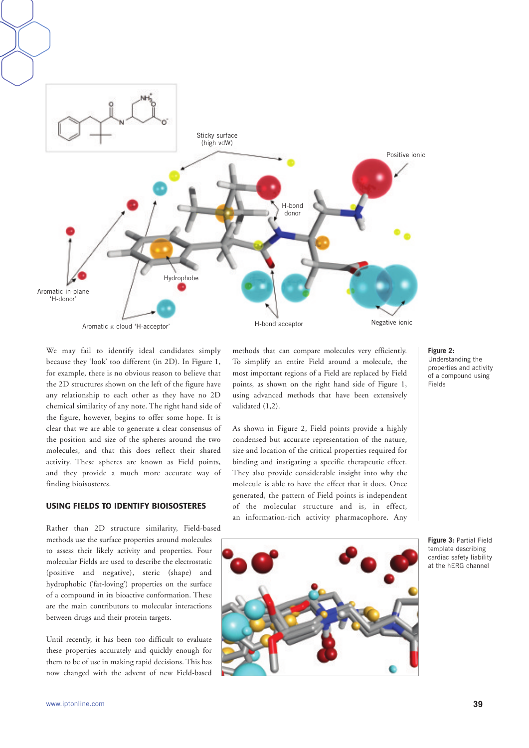We may fail to identify ideal candidates simply because they 'look' too different (in 2D). In Figure 1, for example, there is no obvious reason to believe that the 2D structures shown on the left of the figure have any relationship to each other as they have no 2D chemical similarity of any note. The right hand side of the figure, however, begins to offer some hope. It is clear that we are able to generate a clear consensus of the position and size of the spheres around the two molecules, and that this does reflect their shared activity. These spheres are known as Field points, and they provide a much more accurate way of finding bioisosteres.

## USING FIELDS TO IDENTIFY BIOISOSTERES

Rather than 2D structure similarity, Field-based methods use the surface properties around molecules to assess their likely activity and properties. Four molecular Fields are used to describe the electrostatic (positive and negative), steric (shape) and hydrophobic ('fat-loving') properties on the surface of a compound in its bioactive conformation. These are the main contributors to molecular interactions between drugs and their protein targets.

Until recently, it has been too difficult to evaluate these properties accurately and quickly enough for them to be of use in making rapid decisions. This has now changed with the advent of new Field-based methods that can compare molecules very efficiently. To simplify an entire Field around a molecule, the most important regions of a Field are replaced by Field points, as shown on the right hand side of Figure 1, using advanced methods that have been extensively validated (1,2).

As shown in Figure 2, Field points provide a highly condensed but accurate representation of the nature, size and location of the critical properties required for binding and instigating a specific therapeutic effect. They also provide considerable insight into why the molecule is able to have the effect that it does. Once generated, the pattern of Field points is independent of the molecular structure and is, in effect, an information-rich activity pharmacophore. Any

**Figure 2:** Understanding the properties and activity of a compound using Fields

**Figure 3:** Partial Field template describing cardiac safety liability at the hERG channel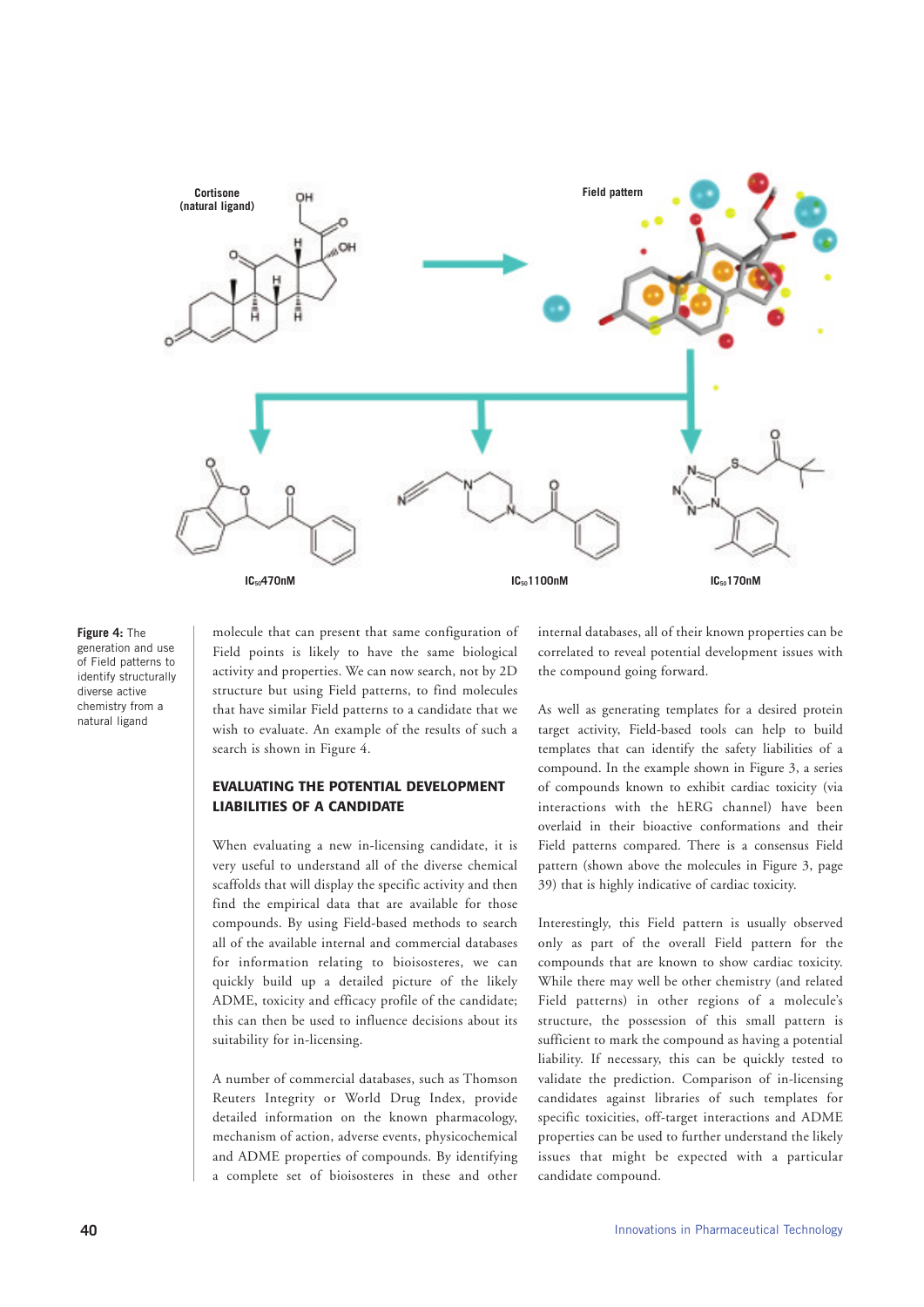Cortisone (natural ligand)

Field pattern

$IC_{50}$ 470nM

$IC_{50}$ 1100nM

$IC_{50}$ 170nM

**Figure 4:** The generation and use of Field patterns to identify structurally diverse active chemistry from a natural ligand

molecule that can present that same configuration of Field points is likely to have the same biological activity and properties. We can now search, not by 2D structure but using Field patterns, to find molecules that have similar Field patterns to a candidate that we wish to evaluate. An example of the results of such a search is shown in Figure 4.

## EVALUATING THE POTENTIAL DEVELOPMENT LIABILITIES OF A CANDIDATE

When evaluating a new in-licensing candidate, it is very useful to understand all of the diverse chemical scaffolds that will display the specific activity and then find the empirical data that are available for those compounds. By using Field-based methods to search all of the available internal and commercial databases for information relating to bioisosteres, we can quickly build up a detailed picture of the likely ADME, toxicity and efficacy profile of the candidate; this can then be used to influence decisions about its suitability for in-licensing.

A number of commercial databases, such as Thomson Reuters Integrity or World Drug Index, provide detailed information on the known pharmacology, mechanism of action, adverse events, physicochemical and ADME properties of compounds. By identifying a complete set of bioisosteres in these and other internal databases, all of their known properties can be correlated to reveal potential development issues with the compound going forward.

As well as generating templates for a desired protein target activity, Field-based tools can help to build templates that can identify the safety liabilities of a compound. In the example shown in Figure 3, a series of compounds known to exhibit cardiac toxicity (via interactions with the hERG channel) have been overlaid in their bioactive conformations and their Field patterns compared. There is a consensus Field pattern (shown above the molecules in Figure 3, page 39) that is highly indicative of cardiac toxicity.

Interestingly, this Field pattern is usually observed only as part of the overall Field pattern for the compounds that are known to show cardiac toxicity. While there may well be other chemistry (and related Field patterns) in other regions of a molecule's structure, the possession of this small pattern is sufficient to mark the compound as having a potential liability. If necessary, this can be quickly tested to validate the prediction. Comparison of in-licensing candidates against libraries of such templates for specific toxicities, off-target interactions and ADME properties can be used to further understand the likely issues that might be expected with a particular candidate compound.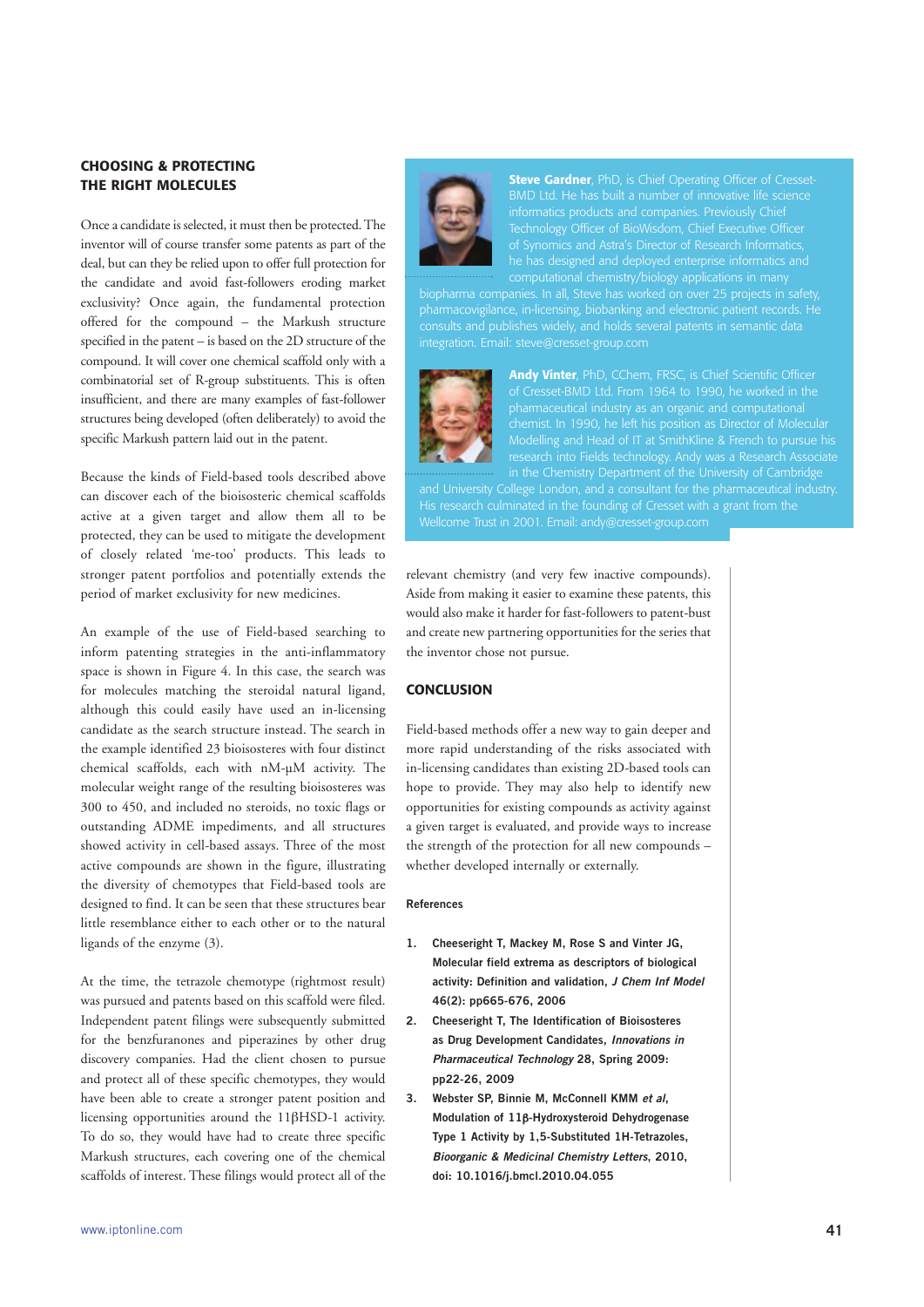## CHOOSING & PROTECTING THE RIGHT MOLECULES

Once a candidate is selected, it must then be protected. The inventor will of course transfer some patents as part of the deal, but can they be relied upon to offer full protection for the candidate and avoid fast-followers eroding market exclusivity? Once again, the fundamental protection offered for the compound – the Markush structure specified in the patent – is based on the 2D structure of the compound. It will cover one chemical scaffold only with a combinatorial set of R-group substituents. This is often insufficient, and there are many examples of fast-follower structures being developed (often deliberately) to avoid the specific Markush pattern laid out in the patent.

Because the kinds of Field-based tools described above can discover each of the bioisosteric chemical scaffolds active at a given target and allow them all to be protected, they can be used to mitigate the development of closely related 'me-too' products. This leads to stronger patent portfolios and potentially extends the period of market exclusivity for new medicines.

An example of the use of Field-based searching to inform patenting strategies in the anti-inflammatory space is shown in Figure 4. In this case, the search was for molecules matching the steroidal natural ligand, although this could easily have used an in-licensing candidate as the search structure instead. The search in the example identified 23 bioisosteres with four distinct chemical scaffolds, each with nM-µM activity. The molecular weight range of the resulting bioisosteres was 300 to 450, and included no steroids, no toxic flags or outstanding ADME impediments, and all structures showed activity in cell-based assays. Three of the most active compounds are shown in the figure, illustrating the diversity of chemotypes that Field-based tools are designed to find. It can be seen that these structures bear little resemblance either to each other or to the natural ligands of the enzyme (3).

At the time, the tetrazole chemotype (rightmost result) was pursued and patents based on this scaffold were filed. Independent patent filings were subsequently submitted for the benzfuranones and piperazines by other drug discovery companies. Had the client chosen to pursue and protect all of these specific chemotypes, they would have been able to create a stronger patent position and licensing opportunities around the 11βHSD-1 activity. To do so, they would have had to create three specific Markush structures, each covering one of the chemical scaffolds of interest. These filings would protect all of the relevant chemistry (and very few inactive compounds). Aside from making it easier to examine these patents, this would also make it harder for fast-followers to patent-bust and create new partnering opportunities for the series that the inventor chose not pursue.

## CONCLUSION

Field-based methods offer a new way to gain deeper and more rapid understanding of the risks associated with in-licensing candidates than existing 2D-based tools can hope to provide. They may also help to identify new opportunities for existing compounds as activity against a given target is evaluated, and provide ways to increase the strength of the protection for all new compounds – whether developed internally or externally.

**Steve Gardner**, PhD, is Chief Operating Officer of Cresset-BMD Ltd. He has built a number of innovative life science informatics products and companies. Previously Chief Technology Officer of BioWisdom, Chief Executive Officer of Synomics and Astra's Director of Research Informatics, he has designed and deployed enterprise informatics and computational chemistry/biology applications in many biopharma companies. In all, Steve has worked on over 25 projects in safety, pharmacovigilance, in-licensing, biobanking and electronic patient records. He consults and publishes widely, and holds several patents in semantic data integration. Email: steve@cresset-group.com

**Andy Vinter**, PhD, CChem, FRSC, is Chief Scientific Officer of Cresset-BMD Ltd. From 1964 to 1990, he worked in the pharmaceutical industry as an organic and computational chemist. In 1990, he left his position as Director of Molecular Modelling and Head of IT at SmithKline & French to pursue his research into Fields technology. Andy was a Research Associate in the Chemistry Department of the University of Cambridge and University College London, and a consultant for the pharmaceutical industry. His research culminated in the founding of Cresset with a grant from the Wellcome Trust in 2001. Email: andy@cresset-group.com

### References

1. **Cheeseright T, Mackey M, Rose S and Vinter JG, Molecular field extrema as descriptors of biological activity: Definition and validation, *J Chem Inf Model* 46(2): pp665-676, 2006**
2. **Cheeseright T, The Identification of Bioisosteres as Drug Development Candidates, *Innovations in Pharmaceutical Technology* 28, Spring 2009: pp22-26, 2009**
3. **Webster SP, Binnie M, McConnell KMM *et al*, Modulation of 11β-Hydroxysteroid Dehydrogenase Type 1 Activity by 1,5-Substituted 1H-Tetrazoles, *Bioorganic & Medicinal Chemistry Letters*, 2010, doi: 10.1016/j.bmcl.2010.04.055**